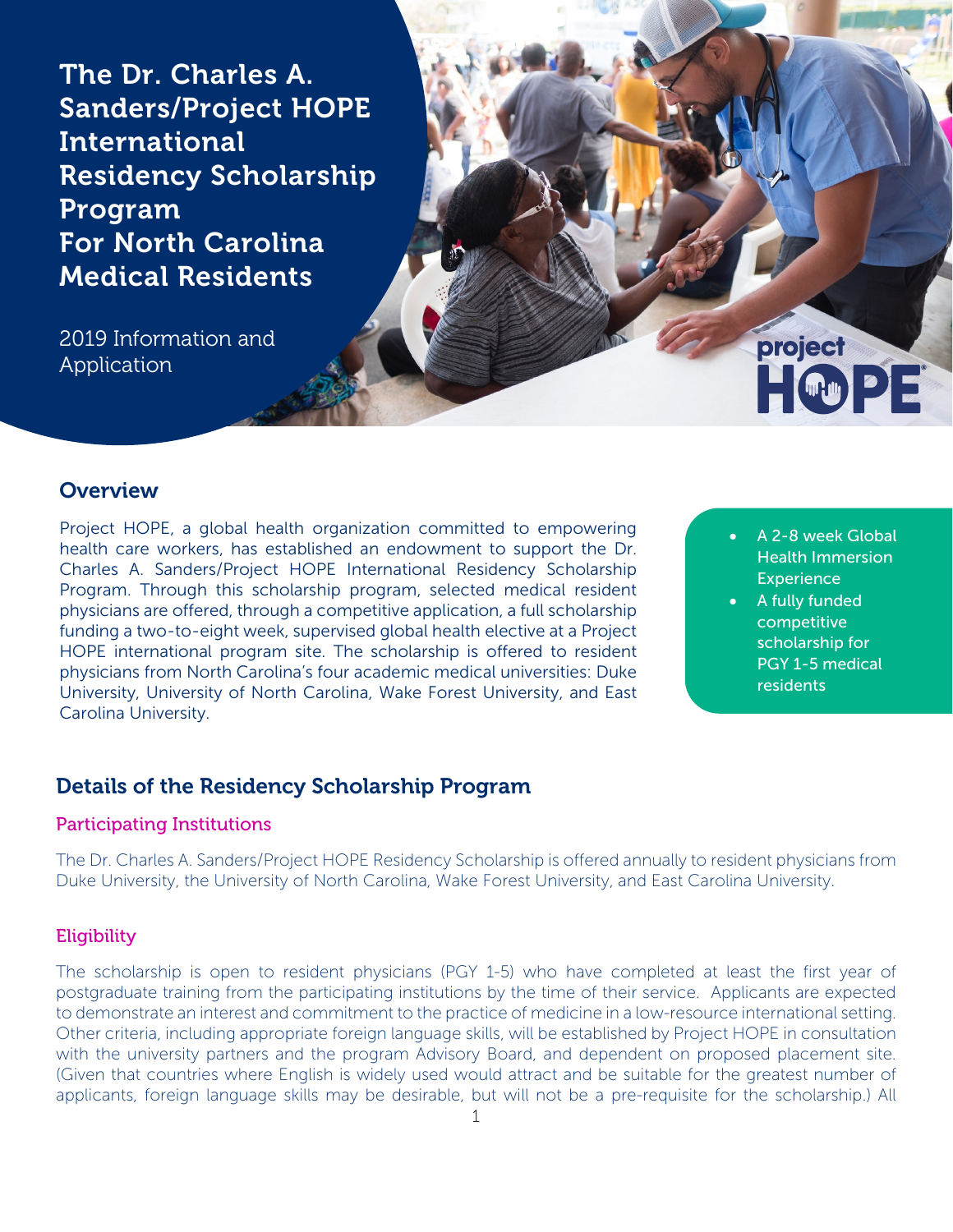# The Dr. Charles A. Sanders/Project HOPE International Residency Scholarship Program For North Carolina Medical Residents

2019 Information and Application

project HOPE

## Overview

Project HOPE, a global health organization committed to empowering health care workers, has established an endowment to support the Dr. Charles A. Sanders/Project HOPE International Residency Scholarship Program. Through this scholarship program, selected medical resident physicians are offered, through a competitive application, a full scholarship funding a two-to-eight week, supervised global health elective at a Project HOPE international program site. The scholarship is offered to resident physicians from North Carolina's four academic medical universities: Duke University, University of North Carolina, Wake Forest University, and East Carolina University.

- A 2-8 week Global Health Immersion Experience
- A fully funded competitive scholarship for PGY 1-5 medical residents

## Details of the Residency Scholarship Program

### Participating Institutions

The Dr. Charles A. Sanders/Project HOPE Residency Scholarship is offered annually to resident physicians from Duke University, the University of North Carolina, Wake Forest University, and East Carolina University.

### Eligibility

The scholarship is open to resident physicians (PGY 1-5) who have completed at least the first year of postgraduate training from the participating institutions by the time of their service. Applicants are expected to demonstrate an interest and commitment to the practice of medicine in a low-resource international setting. Other criteria, including appropriate foreign language skills, will be established by Project HOPE in consultation with the university partners and the program Advisory Board, and dependent on proposed placement site. (Given that countries where English is widely used would attract and be suitable for the greatest number of applicants, foreign language skills may be desirable, but will not be a pre-requisite for the scholarship.) All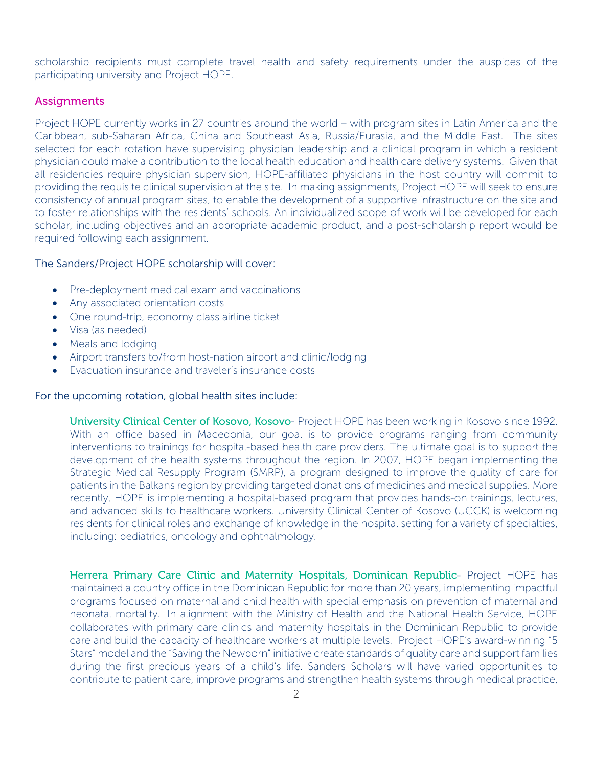scholarship recipients must complete travel health and safety requirements under the auspices of the participating university and Project HOPE.

## Assignments

Project HOPE currently works in 27 countries around the world – with program sites in Latin America and the Caribbean, sub-Saharan Africa, China and Southeast Asia, Russia/Eurasia, and the Middle East. The sites selected for each rotation have supervising physician leadership and a clinical program in which a resident physician could make a contribution to the local health education and health care delivery systems. Given that all residencies require physician supervision, HOPE-affiliated physicians in the host country will commit to providing the requisite clinical supervision at the site. In making assignments, Project HOPE will seek to ensure consistency of annual program sites, to enable the development of a supportive infrastructure on the site and to foster relationships with the residents' schools. An individualized scope of work will be developed for each scholar, including objectives and an appropriate academic product, and a post-scholarship report would be required following each assignment.

The Sanders/Project HOPE scholarship will cover:

- Pre-deployment medical exam and vaccinations
- Any associated orientation costs
- One round-trip, economy class airline ticket
- Visa (as needed)
- Meals and lodging
- Airport transfers to/from host-nation airport and clinic/lodging
- Evacuation insurance and traveler's insurance costs

For the upcoming rotation, global health sites include:

**University Clinical Center of Kosovo, Kosovo**- Project HOPE has been working in Kosovo since 1992. With an office based in Macedonia, our goal is to provide programs ranging from community interventions to trainings for hospital-based health care providers. The ultimate goal is to support the development of the health systems throughout the region. In 2007, HOPE began implementing the Strategic Medical Resupply Program (SMRP), a program designed to improve the quality of care for patients in the Balkans region by providing targeted donations of medicines and medical supplies. More recently, HOPE is implementing a hospital-based program that provides hands-on trainings, lectures, and advanced skills to healthcare workers. University Clinical Center of Kosovo (UCCK) is welcoming residents for clinical roles and exchange of knowledge in the hospital setting for a variety of specialties, including: pediatrics, oncology and ophthalmology.

**Herrera Primary Care Clinic and Maternity Hospitals, Dominican Republic**- Project HOPE has maintained a country office in the Dominican Republic for more than 20 years, implementing impactful programs focused on maternal and child health with special emphasis on prevention of maternal and neonatal mortality. In alignment with the Ministry of Health and the National Health Service, HOPE collaborates with primary care clinics and maternity hospitals in the Dominican Republic to provide care and build the capacity of healthcare workers at multiple levels. Project HOPE's award-winning "5 Stars" model and the "Saving the Newborn" initiative create standards of quality care and support families during the first precious years of a child's life. Sanders Scholars will have varied opportunities to contribute to patient care, improve programs and strengthen health systems through medical practice,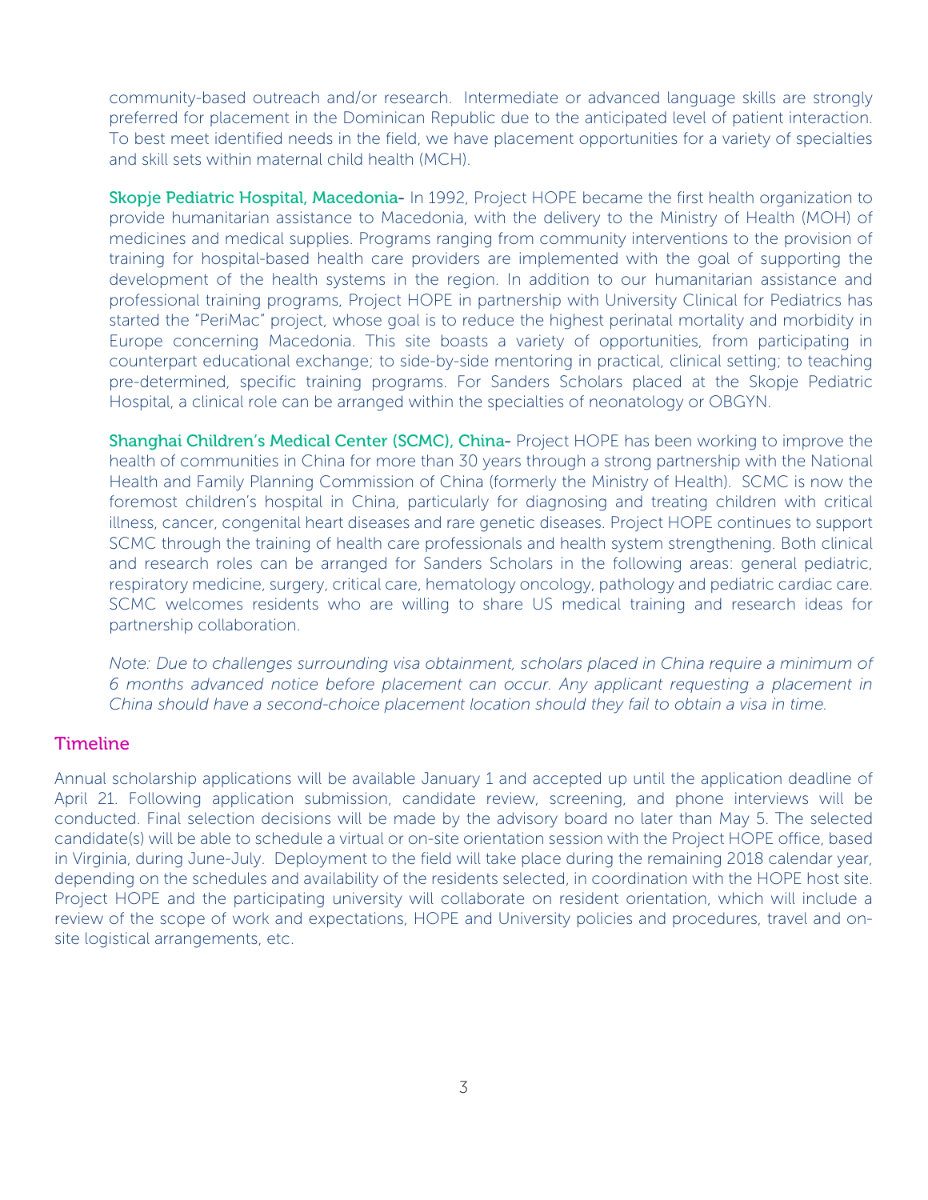community-based outreach and/or research. Intermediate or advanced language skills are strongly preferred for placement in the Dominican Republic due to the anticipated level of patient interaction. To best meet identified needs in the field, we have placement opportunities for a variety of specialties and skill sets within maternal child health (MCH).

**Skopje Pediatric Hospital, Macedonia-** In 1992, Project HOPE became the first health organization to provide humanitarian assistance to Macedonia, with the delivery to the Ministry of Health (MOH) of medicines and medical supplies. Programs ranging from community interventions to the provision of training for hospital-based health care providers are implemented with the goal of supporting the development of the health systems in the region. In addition to our humanitarian assistance and professional training programs, Project HOPE in partnership with University Clinical for Pediatrics has started the "PeriMac" project, whose goal is to reduce the highest perinatal mortality and morbidity in Europe concerning Macedonia. This site boasts a variety of opportunities, from participating in counterpart educational exchange; to side-by-side mentoring in practical, clinical setting; to teaching pre-determined, specific training programs. For Sanders Scholars placed at the Skopje Pediatric Hospital, a clinical role can be arranged within the specialties of neonatology or OBGYN.

**Shanghai Children's Medical Center (SCMC), China-** Project HOPE has been working to improve the health of communities in China for more than 30 years through a strong partnership with the National Health and Family Planning Commission of China (formerly the Ministry of Health). SCMC is now the foremost children's hospital in China, particularly for diagnosing and treating children with critical illness, cancer, congenital heart diseases and rare genetic diseases. Project HOPE continues to support SCMC through the training of health care professionals and health system strengthening. Both clinical and research roles can be arranged for Sanders Scholars in the following areas: general pediatric, respiratory medicine, surgery, critical care, hematology oncology, pathology and pediatric cardiac care. SCMC welcomes residents who are willing to share US medical training and research ideas for partnership collaboration.

*Note: Due to challenges surrounding visa obtainment, scholars placed in China require a minimum of 6 months advanced notice before placement can occur. Any applicant requesting a placement in China should have a second-choice placement location should they fail to obtain a visa in time.*

## Timeline

Annual scholarship applications will be available January 1 and accepted up until the application deadline of April 21. Following application submission, candidate review, screening, and phone interviews will be conducted. Final selection decisions will be made by the advisory board no later than May 5. The selected candidate(s) will be able to schedule a virtual or on-site orientation session with the Project HOPE office, based in Virginia, during June-July. Deployment to the field will take place during the remaining 2018 calendar year, depending on the schedules and availability of the residents selected, in coordination with the HOPE host site. Project HOPE and the participating university will collaborate on resident orientation, which will include a review of the scope of work and expectations, HOPE and University policies and procedures, travel and on-site logistical arrangements, etc.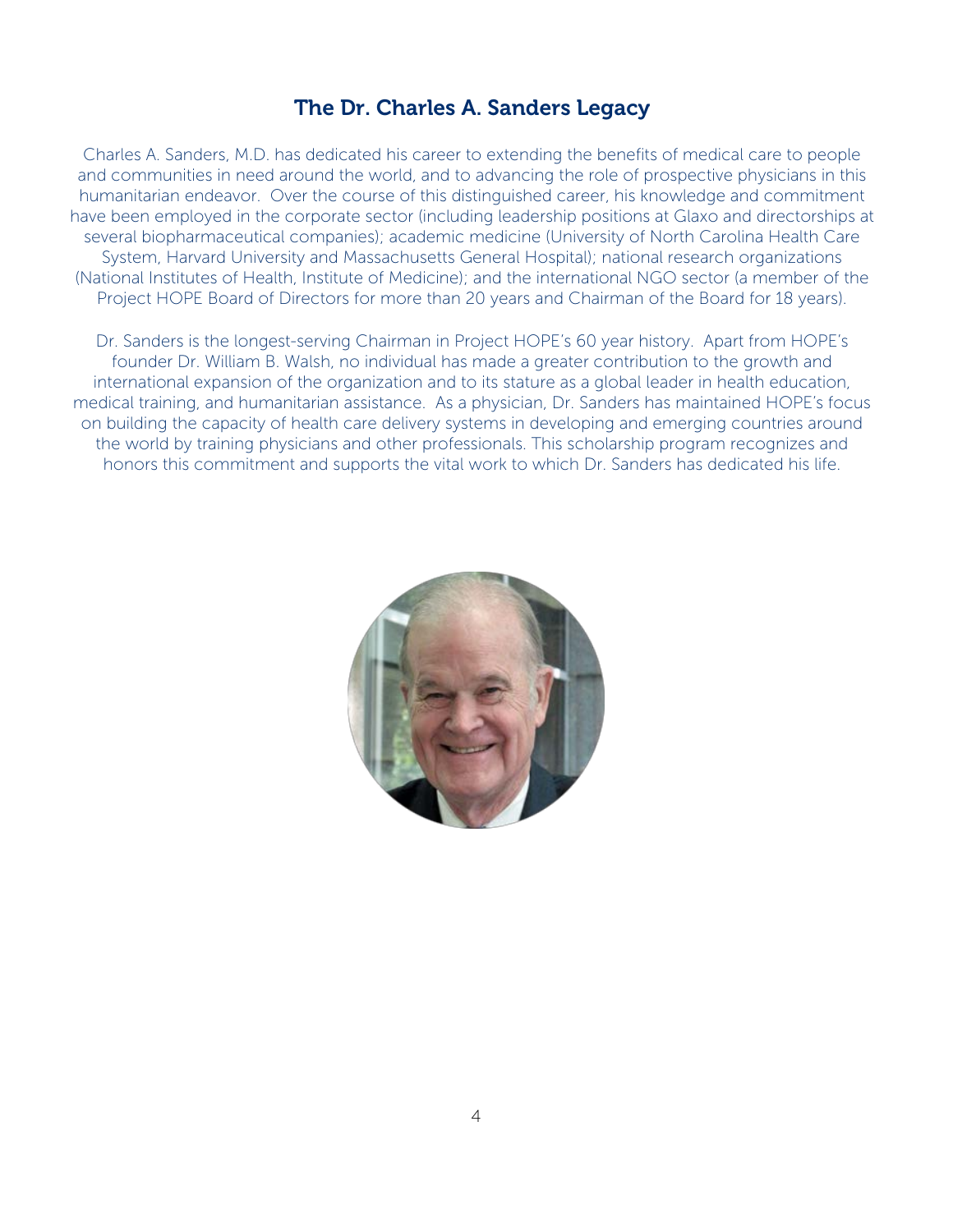## The Dr. Charles A. Sanders Legacy

Charles A. Sanders, M.D. has dedicated his career to extending the benefits of medical care to people and communities in need around the world, and to advancing the role of prospective physicians in this humanitarian endeavor. Over the course of this distinguished career, his knowledge and commitment have been employed in the corporate sector (including leadership positions at Glaxo and directorships at several biopharmaceutical companies); academic medicine (University of North Carolina Health Care System, Harvard University and Massachusetts General Hospital); national research organizations (National Institutes of Health, Institute of Medicine); and the international NGO sector (a member of the Project HOPE Board of Directors for more than 20 years and Chairman of the Board for 18 years).

Dr. Sanders is the longest-serving Chairman in Project HOPE's 60 year history. Apart from HOPE's founder Dr. William B. Walsh, no individual has made a greater contribution to the growth and international expansion of the organization and to its stature as a global leader in health education, medical training, and humanitarian assistance. As a physician, Dr. Sanders has maintained HOPE's focus on building the capacity of health care delivery systems in developing and emerging countries around the world by training physicians and other professionals. This scholarship program recognizes and honors this commitment and supports the vital work to which Dr. Sanders has dedicated his life.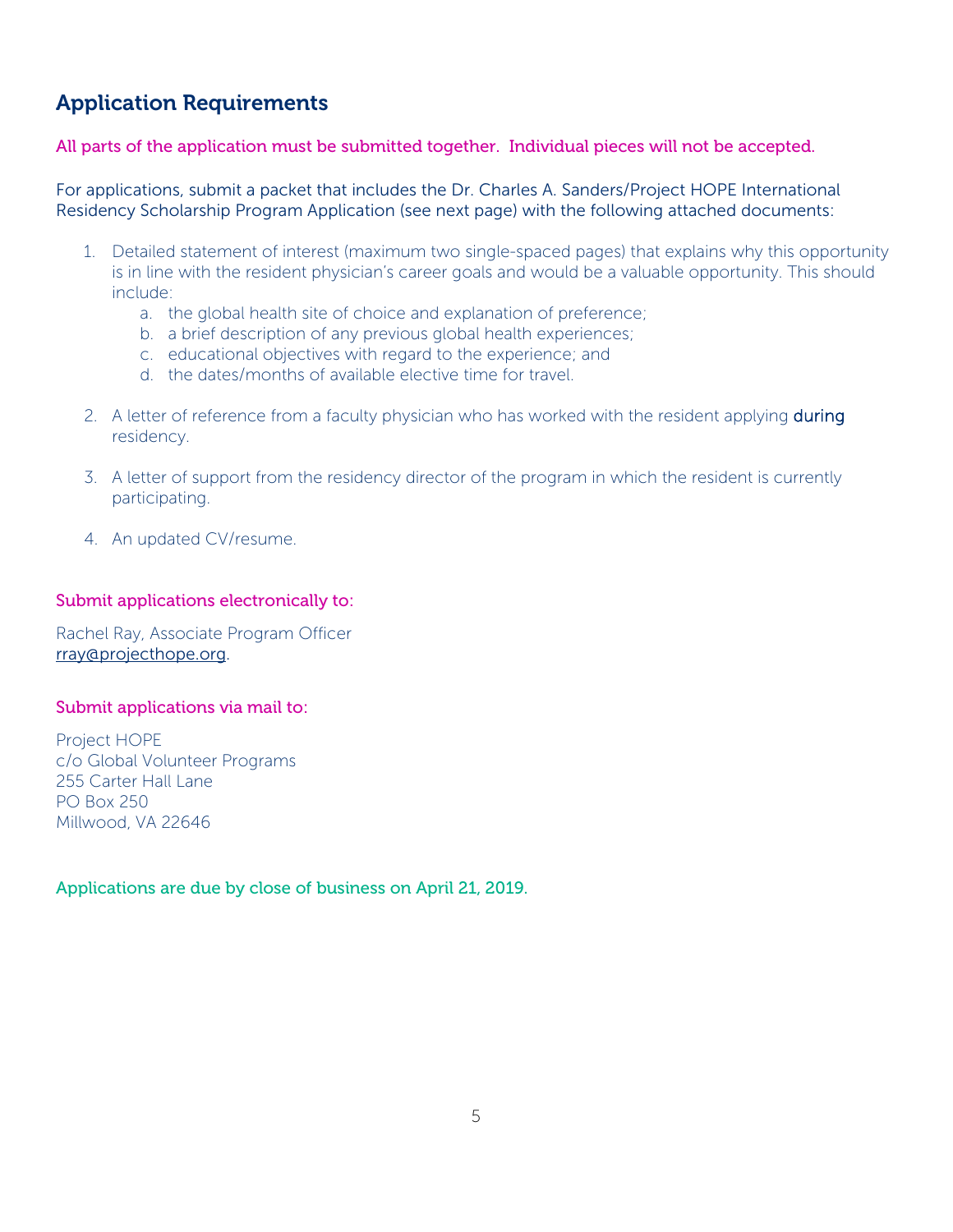## Application Requirements

All parts of the application must be submitted together. Individual pieces will not be accepted.

For applications, submit a packet that includes the Dr. Charles A. Sanders/Project HOPE International Residency Scholarship Program Application (see next page) with the following attached documents:

1. Detailed statement of interest (maximum two single-spaced pages) that explains why this opportunity is in line with the resident physician's career goals and would be a valuable opportunity. This should include:
    a. the global health site of choice and explanation of preference;
    b. a brief description of any previous global health experiences;
    c. educational objectives with regard to the experience; and
    d. the dates/months of available elective time for travel.

2. A letter of reference from a faculty physician who has worked with the resident applying during residency.

3. A letter of support from the residency director of the program in which the resident is currently participating.

4. An updated CV/resume.

Submit applications electronically to:

Rachel Ray, Associate Program Officer
rray@projecthope.org.

Submit applications via mail to:

Project HOPE
c/o Global Volunteer Programs
255 Carter Hall Lane
PO Box 250
Millwood, VA 22646

Applications are due by close of business on April 21, 2019.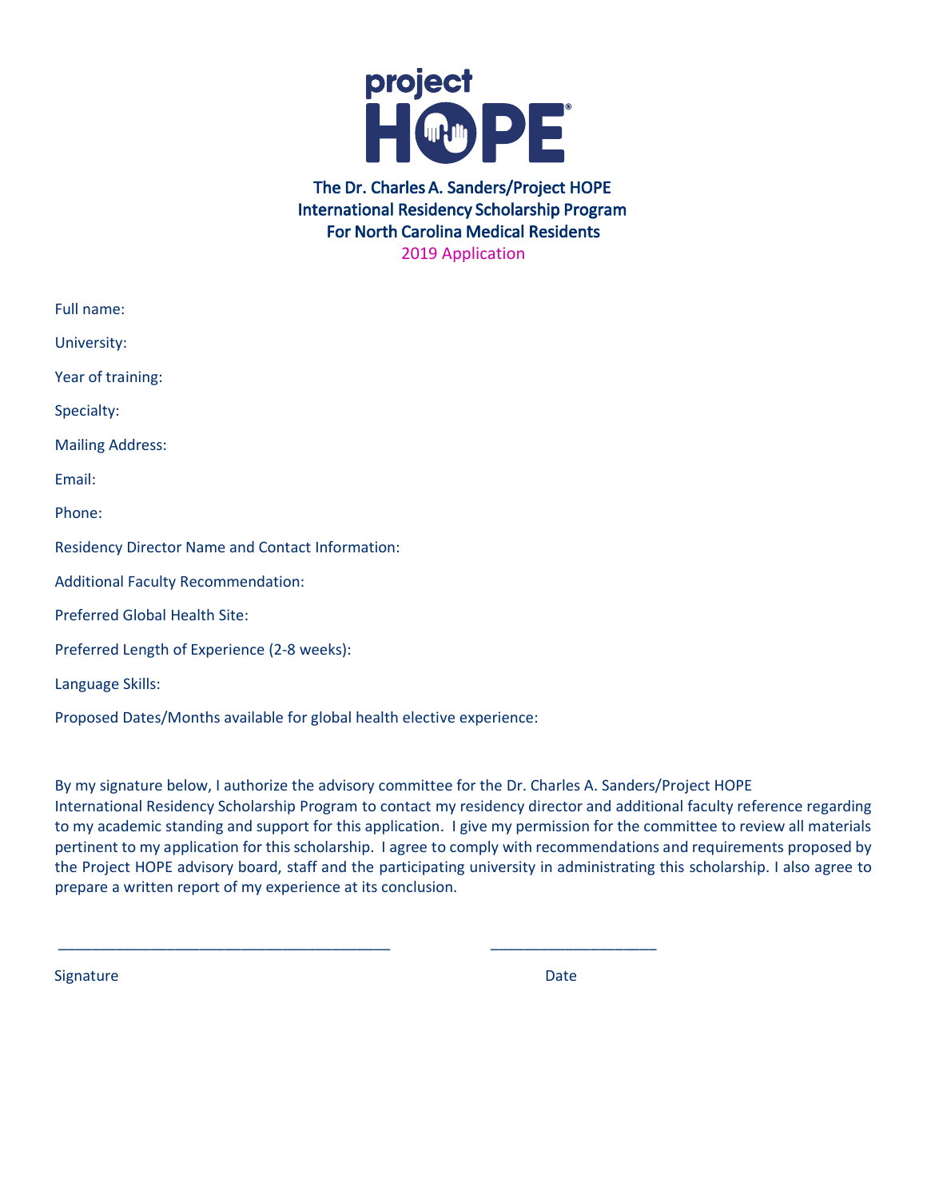project HOPE

**The Dr. Charles A. Sanders/Project HOPE**
**International Residency Scholarship Program**
**For North Carolina Medical Residents**
2019 Application

Full name:

University:

Year of training:

Specialty:

Mailing Address:

Email:

Phone:

Residency Director Name and Contact Information:

Additional Faculty Recommendation:

Preferred Global Health Site:

Preferred Length of Experience (2-8 weeks):

Language Skills:

Proposed Dates/Months available for global health elective experience:

By my signature below, I authorize the advisory committee for the Dr. Charles A. Sanders/Project HOPE International Residency Scholarship Program to contact my residency director and additional faculty reference regarding to my academic standing and support for this application. I give my permission for the committee to review all materials pertinent to my application for this scholarship. I agree to comply with recommendations and requirements proposed by the Project HOPE advisory board, staff and the participating university in administrating this scholarship. I also agree to prepare a written report of my experience at its conclusion.

_________________________________________ _____________________

Signature Date